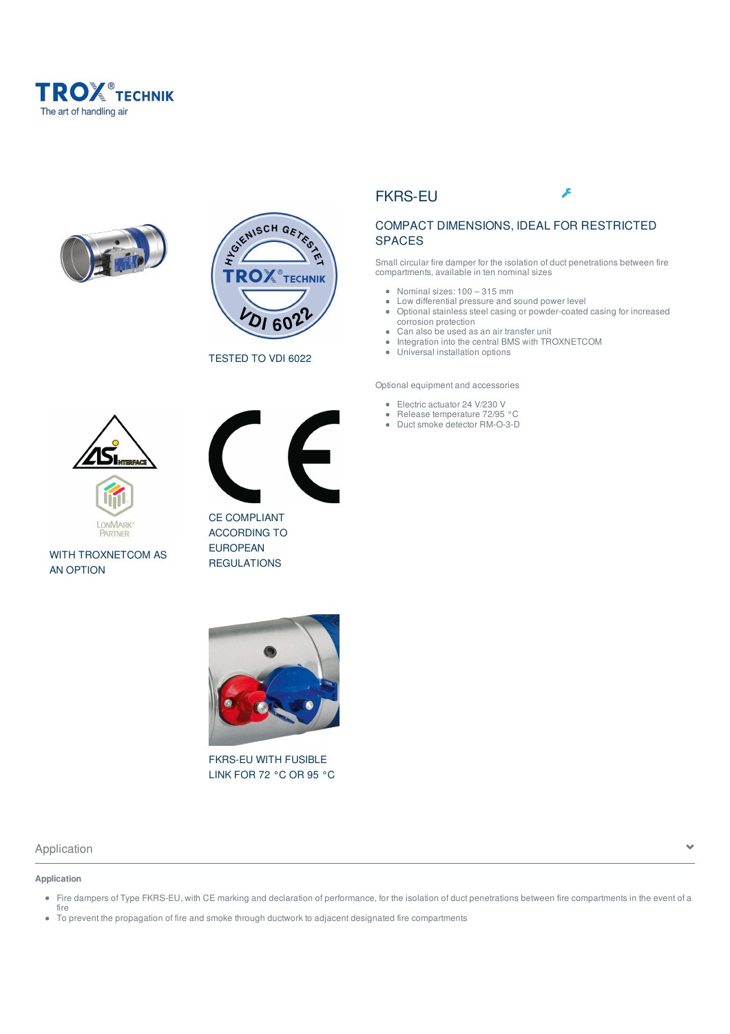# FKRS-EU

## COMPACT DIMENSIONS, IDEAL FOR RESTRICTED SPACES

Small circular fire damper for the isolation of duct penetrations between fire compartments, available in ten nominal sizes

- Nominal sizes: 100 – 315 mm
- Low differential pressure and sound power level
- Optional stainless steel casing or powder-coated casing for increased corrosion protection
- Can also be used as an air transfer unit
- Integration into the central BMS with TROXNETCOM
- Universal installation options

Optional equipment and accessories

- Electric actuator 24 V/230 V
- Release temperature 72/95 °C
- Duct smoke detector RM-O-3-D

TESTED TO VDI 6022

WITH TROXNETCOM AS AN OPTION

CE COMPLIANT ACCORDING TO EUROPEAN REGULATIONS

FKRS-EU WITH FUSIBLE LINK FOR 72 °C OR 95 °C

## Application

**Application**

- Fire dampers of Type FKRS-EU, with CE marking and declaration of performance, for the isolation of duct penetrations between fire compartments in the event of a fire
- To prevent the propagation of fire and smoke through ductwork to adjacent designated fire compartments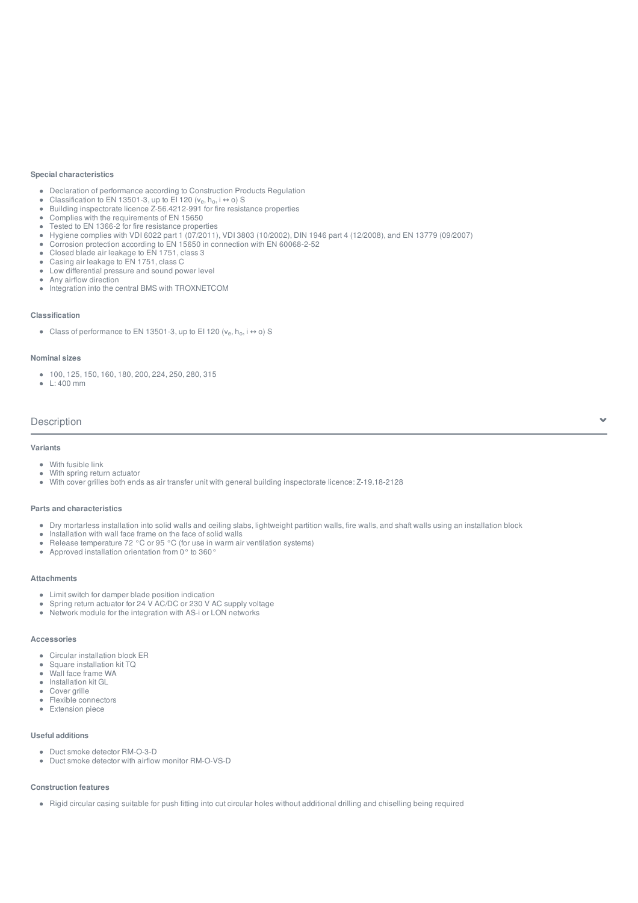### Special characteristics

- Declaration of performance according to Construction Products Regulation
- Classification to EN 13501-3, up to EI 120 ($v_e$, $h_o$, i ↔ o) S
- Building inspectorate licence Z-56.4212-991 for fire resistance properties
- Complies with the requirements of EN 15650
- Tested to EN 1366-2 for fire resistance properties
- Hygiene complies with VDI 6022 part 1 (07/2011), VDI 3803 (10/2002), DIN 1946 part 4 (12/2008), and EN 13779 (09/2007)
- Corrosion protection according to EN 15650 in connection with EN 60068-2-52
- Closed blade air leakage to EN 1751, class 3
- Casing air leakage to EN 1751, class C
- Low differential pressure and sound power level
- Any airflow direction
- Integration into the central BMS with TROXNETCOM

### Classification

- Class of performance to EN 13501-3, up to EI 120 ($v_e$, $h_o$, i ↔ o) S

### Nominal sizes

- 100, 125, 150, 160, 180, 200, 224, 250, 280, 315
- L: 400 mm

## Description

### Variants

- With fusible link
- With spring return actuator
- With cover grilles both ends as air transfer unit with general building inspectorate licence: Z-19.18-2128

### Parts and characteristics

- Dry mortarless installation into solid walls and ceiling slabs, lightweight partition walls, fire walls, and shaft walls using an installation block
- Installation with wall face frame on the face of solid walls
- Release temperature 72 °C or 95 °C (for use in warm air ventilation systems)
- Approved installation orientation from 0° to 360°

### Attachments

- Limit switch for damper blade position indication
- Spring return actuator for 24 V AC/DC or 230 V AC supply voltage
- Network module for the integration with AS-i or LON networks

### Accessories

- Circular installation block ER
- Square installation kit TQ
- Wall face frame WA
- Installation kit GL
- Cover grille
- Flexible connectors
- Extension piece

### Useful additions

- Duct smoke detector RM-O-3-D
- Duct smoke detector with airflow monitor RM-O-VS-D

### Construction features

- Rigid circular casing suitable for push fitting into cut circular holes without additional drilling and chiselling being required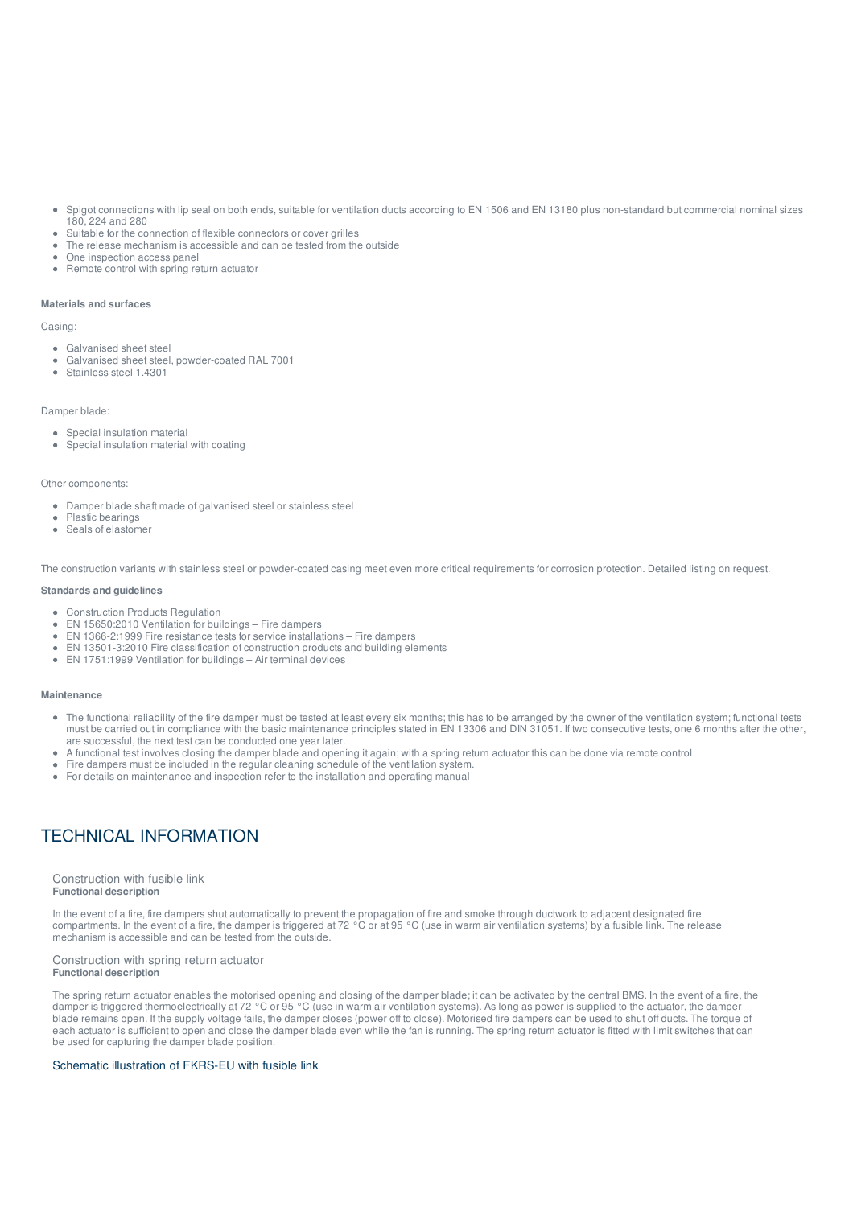- Spigot connections with lip seal on both ends, suitable for ventilation ducts according to EN 1506 and EN 13180 plus non-standard but commercial nominal sizes 180, 224 and 280
- Suitable for the connection of flexible connectors or cover grilles
- The release mechanism is accessible and can be tested from the outside
- One inspection access panel
- Remote control with spring return actuator

**Materials and surfaces**

Casing:

- Galvanised sheet steel
- Galvanised sheet steel, powder-coated RAL 7001
- Stainless steel 1.4301

Damper blade:

- Special insulation material
- Special insulation material with coating

Other components:

- Damper blade shaft made of galvanised steel or stainless steel
- Plastic bearings
- Seals of elastomer

The construction variants with stainless steel or powder-coated casing meet even more critical requirements for corrosion protection. Detailed listing on request.

**Standards and guidelines**

- Construction Products Regulation
- EN 15650:2010 Ventilation for buildings – Fire dampers
- EN 1366-2:1999 Fire resistance tests for service installations – Fire dampers
- EN 13501-3:2010 Fire classification of construction products and building elements
- EN 1751:1999 Ventilation for buildings – Air terminal devices

**Maintenance**

- The functional reliability of the fire damper must be tested at least every six months; this has to be arranged by the owner of the ventilation system; functional tests must be carried out in compliance with the basic maintenance principles stated in EN 13306 and DIN 31051. If two consecutive tests, one 6 months after the other, are successful, the next test can be conducted one year later.
- A functional test involves closing the damper blade and opening it again; with a spring return actuator this can be done via remote control
- Fire dampers must be included in the regular cleaning schedule of the ventilation system.
- For details on maintenance and inspection refer to the installation and operating manual

# TECHNICAL INFORMATION

### Construction with fusible link

**Functional description**

In the event of a fire, fire dampers shut automatically to prevent the propagation of fire and smoke through ductwork to adjacent designated fire compartments. In the event of a fire, the damper is triggered at 72 °C or at 95 °C (use in warm air ventilation systems) by a fusible link. The release mechanism is accessible and can be tested from the outside.

### Construction with spring return actuator

**Functional description**

The spring return actuator enables the motorised opening and closing of the damper blade; it can be activated by the central BMS. In the event of a fire, the damper is triggered thermoelectrically at 72 °C or 95 °C (use in warm air ventilation systems). As long as power is supplied to the actuator, the damper blade remains open. If the supply voltage fails, the damper closes (power off to close). Motorised fire dampers can be used to shut off ducts. The torque of each actuator is sufficient to open and close the damper blade even while the fan is running. The spring return actuator is fitted with limit switches that can be used for capturing the damper blade position.

### Schematic illustration of FKRS-EU with fusible link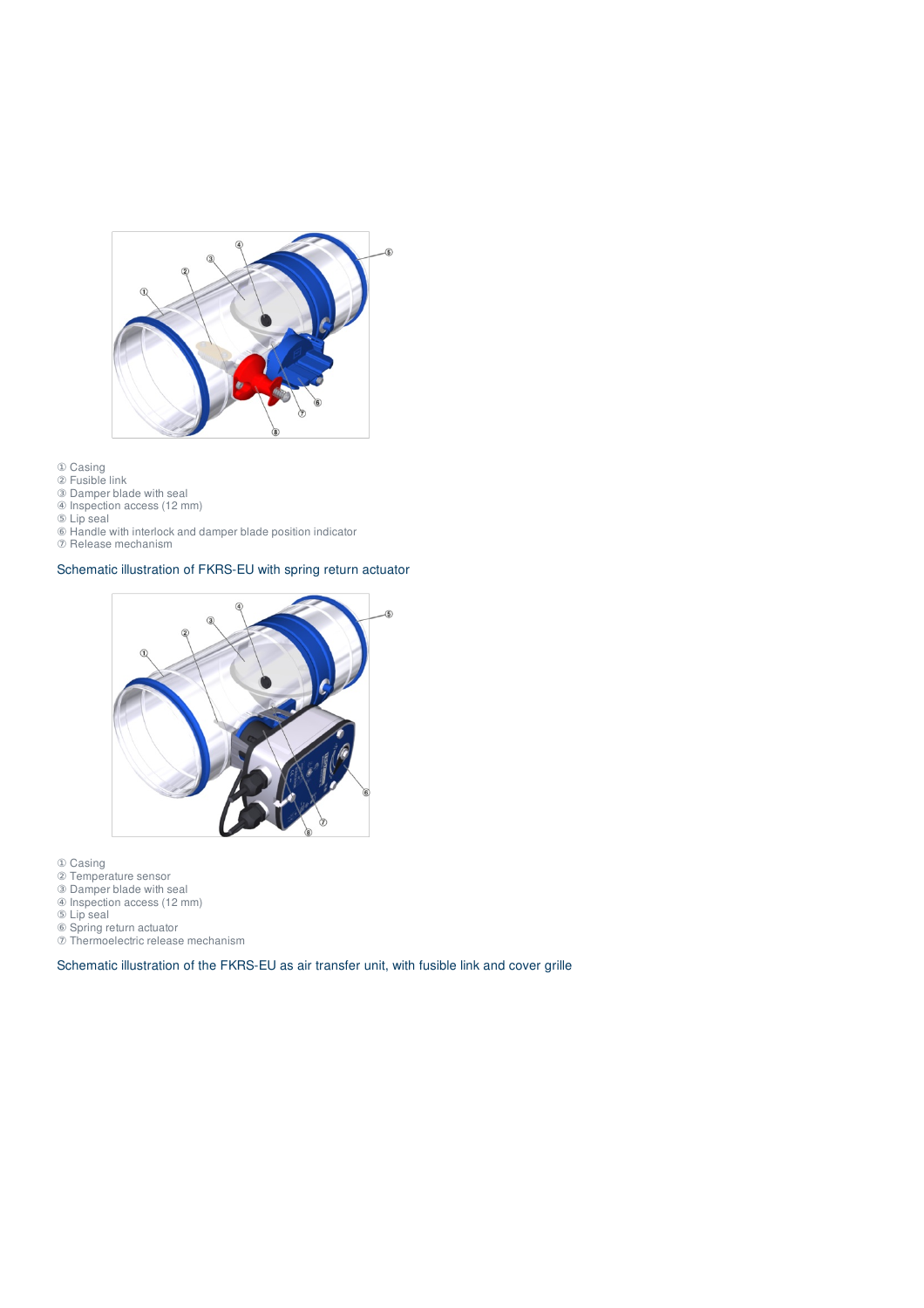① Casing
② Fusible link
③ Damper blade with seal
④ Inspection access (12 mm)
⑤ Lip seal
⑥ Handle with interlock and damper blade position indicator
⑦ Release mechanism

Schematic illustration of FKRS-EU with spring return actuator

① Casing
② Temperature sensor
③ Damper blade with seal
④ Inspection access (12 mm)
⑤ Lip seal
⑥ Spring return actuator
⑦ Thermoelectric release mechanism

Schematic illustration of the FKRS-EU as air transfer unit, with fusible link and cover grille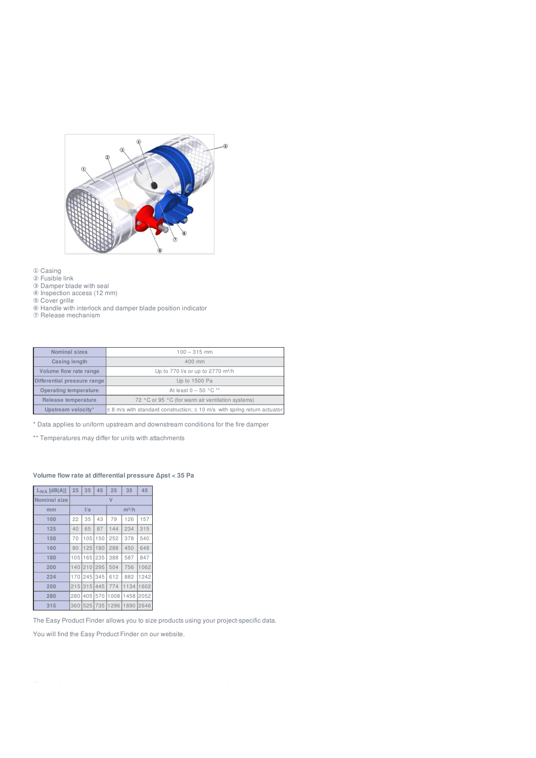① Casing
② Fusible link
③ Damper blade with seal
④ Inspection access (12 mm)
⑤ Cover grille
⑥ Handle with interlock and damper blade position indicator
⑦ Release mechanism

| Nominal sizes | 100 – 315 mm |
|---|---|
| Casing length | 400 mm |
| Volume flow rate range | Up to 770 l/s or up to 2770 m³/h |
| Differential pressure range | Up to 1500 Pa |
| Operating temperature | At least 0 – 50 °C ** |
| Release temperature | 72 °C or 95 °C (for warm air ventilation systems) |
| Upstream velocity* | ≤ 8 m/s with standard construction; ≤ 10 m/s with spring return actuator |

* Data applies to uniform upstream and downstream conditions for the fire damper

** Temperatures may differ for units with attachments

**Volume flow rate at differential pressure Δpst < 35 Pa**

| $L_{WA}$ [dB(A)] | 25 | 35 | 45 | 25 | 35 | 45 |
|---|---|---|---|---|---|---|
| Nominal size | V | | | | | |
| mm | l/s | | | m³/h | | |
| 100 | 22 | 35 | 43 | 79 | 126 | 157 |
| 125 | 40 | 65 | 87 | 144 | 234 | 315 |
| 150 | 70 | 105 | 150 | 252 | 378 | 540 |
| 160 | 80 | 125 | 180 | 288 | 450 | 648 |
| 180 | 105 | 165 | 235 | 388 | 587 | 847 |
| 200 | 140 | 210 | 295 | 504 | 756 | 1062 |
| 224 | 170 | 245 | 345 | 612 | 882 | 1242 |
| 250 | 215 | 315 | 445 | 774 | 1134 | 1602 |
| 280 | 280 | 405 | 570 | 1008 | 1458 | 2052 |
| 315 | 360 | 525 | 735 | 1296 | 1890 | 2646 |

The Easy Product Finder allows you to size products using your project-specific data.

You will find the Easy Product Finder on our website.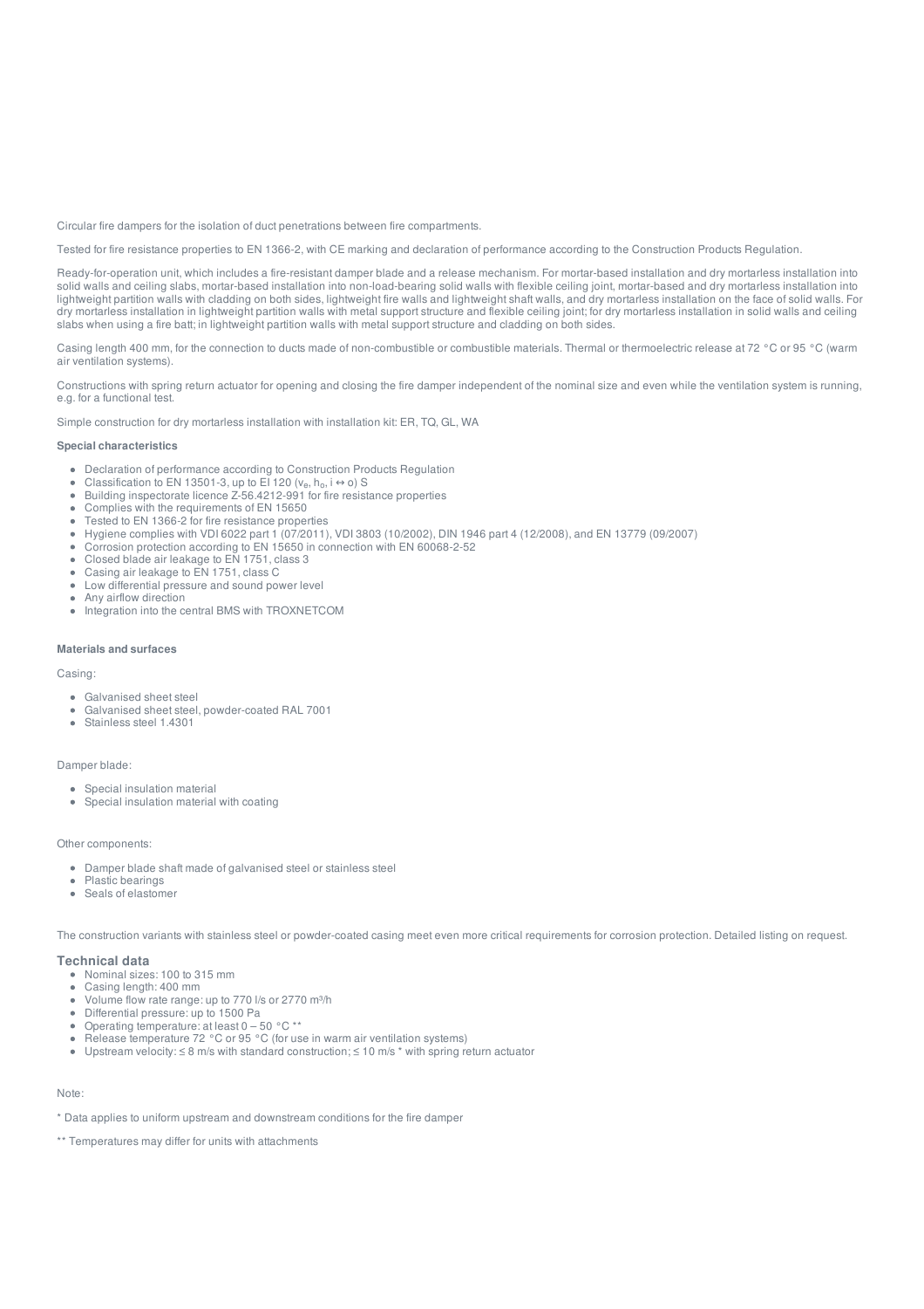Circular fire dampers for the isolation of duct penetrations between fire compartments.

Tested for fire resistance properties to EN 1366-2, with CE marking and declaration of performance according to the Construction Products Regulation.

Ready-for-operation unit, which includes a fire-resistant damper blade and a release mechanism. For mortar-based installation and dry mortarless installation into solid walls and ceiling slabs, mortar-based installation into non-load-bearing solid walls with flexible ceiling joint, mortar-based and dry mortarless installation into lightweight partition walls with cladding on both sides, lightweight fire walls and lightweight shaft walls, and dry mortarless installation on the face of solid walls. For dry mortarless installation in lightweight partition walls with metal support structure and flexible ceiling joint; for dry mortarless installation in solid walls and ceiling slabs when using a fire batt; in lightweight partition walls with metal support structure and cladding on both sides.

Casing length 400 mm, for the connection to ducts made of non-combustible or combustible materials. Thermal or thermoelectric release at 72 °C or 95 °C (warm air ventilation systems).

Constructions with spring return actuator for opening and closing the fire damper independent of the nominal size and even while the ventilation system is running, e.g. for a functional test.

Simple construction for dry mortarless installation with installation kit: ER, TQ, GL, WA

**Special characteristics**

- Declaration of performance according to Construction Products Regulation
- Classification to EN 13501-3, up to EI 120 ($v_e$, $h_o$, i ↔ o) S
- Building inspectorate licence Z-56.4212-991 for fire resistance properties
- Complies with the requirements of EN 15650
- Tested to EN 1366-2 for fire resistance properties
- Hygiene complies with VDI 6022 part 1 (07/2011), VDI 3803 (10/2002), DIN 1946 part 4 (12/2008), and EN 13779 (09/2007)
- Corrosion protection according to EN 15650 in connection with EN 60068-2-52
- Closed blade air leakage to EN 1751, class 3
- Casing air leakage to EN 1751, class C
- Low differential pressure and sound power level
- Any airflow direction
- Integration into the central BMS with TROXNETCOM

**Materials and surfaces**

Casing:

- Galvanised sheet steel
- Galvanised sheet steel, powder-coated RAL 7001
- Stainless steel 1.4301

Damper blade:

- Special insulation material
- Special insulation material with coating

Other components:

- Damper blade shaft made of galvanised steel or stainless steel
- Plastic bearings
- Seals of elastomer

The construction variants with stainless steel or powder-coated casing meet even more critical requirements for corrosion protection. Detailed listing on request.

## Technical data

- Nominal sizes: 100 to 315 mm
- Casing length: 400 mm
- Volume flow rate range: up to 770 l/s or 2770 m³/h
- Differential pressure: up to 1500 Pa
- Operating temperature: at least 0 – 50 °C **
- Release temperature 72 °C or 95 °C (for use in warm air ventilation systems)
- Upstream velocity: ≤ 8 m/s with standard construction; ≤ 10 m/s * with spring return actuator

Note:

* Data applies to uniform upstream and downstream conditions for the fire damper

** Temperatures may differ for units with attachments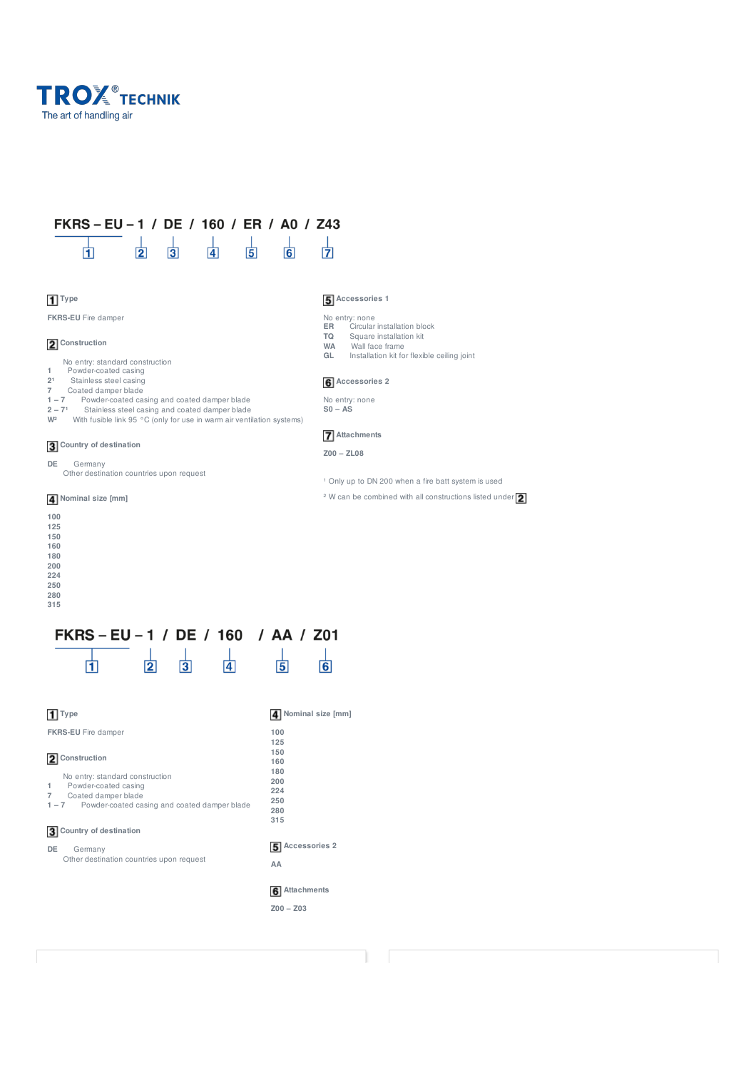**TROX® TECHNIK**
The art of handling air

## FKRS – EU – 1 / DE / 160 / ER / A0 / Z43

1 2 3 4 5 6 7

**1 Type**

**FKRS-EU** Fire damper

**2 Construction**

No entry: standard construction
**1** Powder-coated casing
**2**[1] Stainless steel casing
**7** Coated damper blade
**1 – 7** Powder-coated casing and coated damper blade
**2 – 7**[1] Stainless steel casing and coated damper blade
**W**[2] With fusible link 95 °C (only for use in warm air ventilation systems)

**3 Country of destination**

**DE** Germany
Other destination countries upon request

**4 Nominal size [mm]**

**100**
**125**
**150**
**160**
**180**
**200**
**224**
**250**
**280**
**315**

**5 Accessories 1**

No entry: none
**ER** Circular installation block
**TQ** Square installation kit
**WA** Wall face frame
**GL** Installation kit for flexible ceiling joint

**6 Accessories 2**

No entry: none
**S0 – AS**

**7 Attachments**

**Z00 – ZL08**

[1] Only up to DN 200 when a fire batt system is used

[2] W can be combined with all constructions listed under 2

## FKRS – EU – 1 / DE / 160 / AA / Z01

1 2 3 4 5 6

**1 Type**

**FKRS-EU** Fire damper

**2 Construction**

No entry: standard construction
**1** Powder-coated casing
**7** Coated damper blade
**1 – 7** Powder-coated casing and coated damper blade

**3 Country of destination**

**DE** Germany
Other destination countries upon request

**4 Nominal size [mm]**

**100**
**125**
**150**
**160**
**180**
**200**
**224**
**250**
**280**
**315**

**5 Accessories 2**

**AA**

**6 Attachments**

**Z00 – Z03**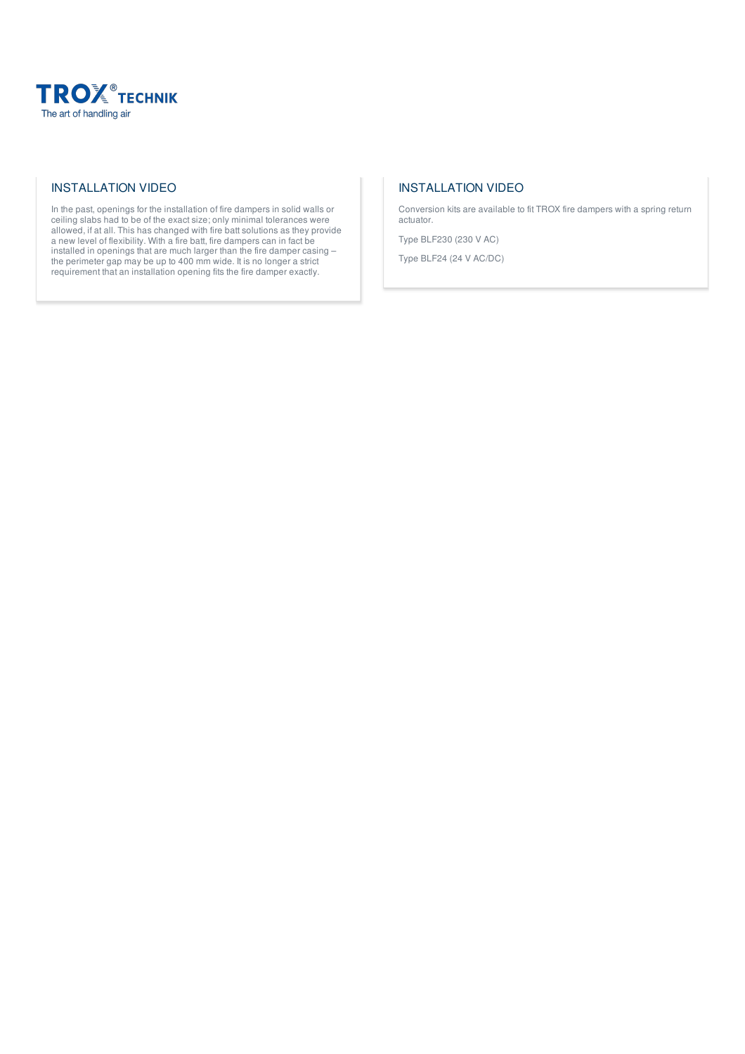## INSTALLATION VIDEO

In the past, openings for the installation of fire dampers in solid walls or ceiling slabs had to be of the exact size; only minimal tolerances were allowed, if at all. This has changed with fire batt solutions as they provide a new level of flexibility. With a fire batt, fire dampers can in fact be installed in openings that are much larger than the fire damper casing – the perimeter gap may be up to 400 mm wide. It is no longer a strict requirement that an installation opening fits the fire damper exactly.

## INSTALLATION VIDEO

Conversion kits are available to fit TROX fire dampers with a spring return actuator.

Type BLF230 (230 V AC)

Type BLF24 (24 V AC/DC)